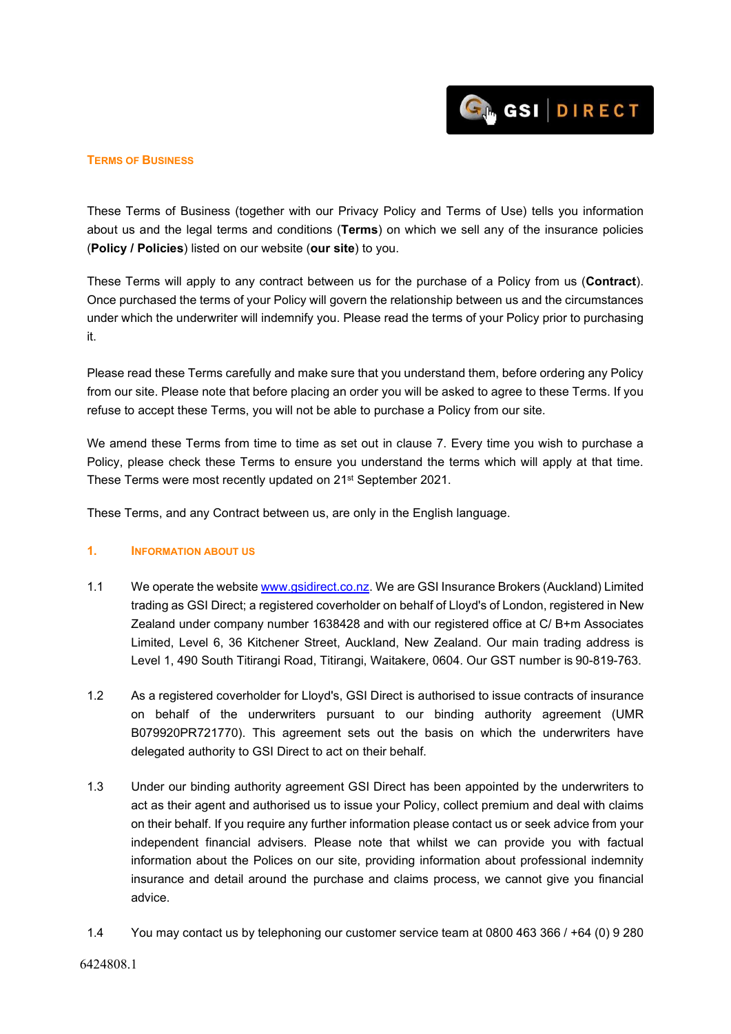# Terms of Business

These Terms of Business (together with our Privacy Policy and Terms of Use) tells you information about us and the legal terms and conditions (**Terms**) on which we sell any of the insurance policies (**Policy / Policies**) listed on our website (**our site**) to you.

These Terms will apply to any contract between us for the purchase of a Policy from us (**Contract**). Once purchased the terms of your Policy will govern the relationship between us and the circumstances under which the underwriter will indemnify you. Please read the terms of your Policy prior to purchasing it.

Please read these Terms carefully and make sure that you understand them, before ordering any Policy from our site. Please note that before placing an order you will be asked to agree to these Terms. If you refuse to accept these Terms, you will not be able to purchase a Policy from our site.

We amend these Terms from time to time as set out in clause 7. Every time you wish to purchase a Policy, please check these Terms to ensure you understand the terms which will apply at that time. These Terms were most recently updated on 21st September 2021.

These Terms, and any Contract between us, are only in the English language.

## 1. Information about us

1.1 We operate the website www.gsidirect.co.nz. We are GSI Insurance Brokers (Auckland) Limited trading as GSI Direct; a registered coverholder on behalf of Lloyd's of London, registered in New Zealand under company number 1638428 and with our registered office at C/ B+m Associates Limited, Level 6, 36 Kitchener Street, Auckland, New Zealand. Our main trading address is Level 1, 490 South Titirangi Road, Titirangi, Waitakere, 0604. Our GST number is 90-819-763.

1.2 As a registered coverholder for Lloyd's, GSI Direct is authorised to issue contracts of insurance on behalf of the underwriters pursuant to our binding authority agreement (UMR B079920PR721770). This agreement sets out the basis on which the underwriters have delegated authority to GSI Direct to act on their behalf.

1.3 Under our binding authority agreement GSI Direct has been appointed by the underwriters to act as their agent and authorised us to issue your Policy, collect premium and deal with claims on their behalf. If you require any further information please contact us or seek advice from your independent financial advisers. Please note that whilst we can provide you with factual information about the Polices on our site, providing information about professional indemnity insurance and detail around the purchase and claims process, we cannot give you financial advice.

1.4 You may contact us by telephoning our customer service team at 0800 463 366 / +64 (0) 9 280

6424808.1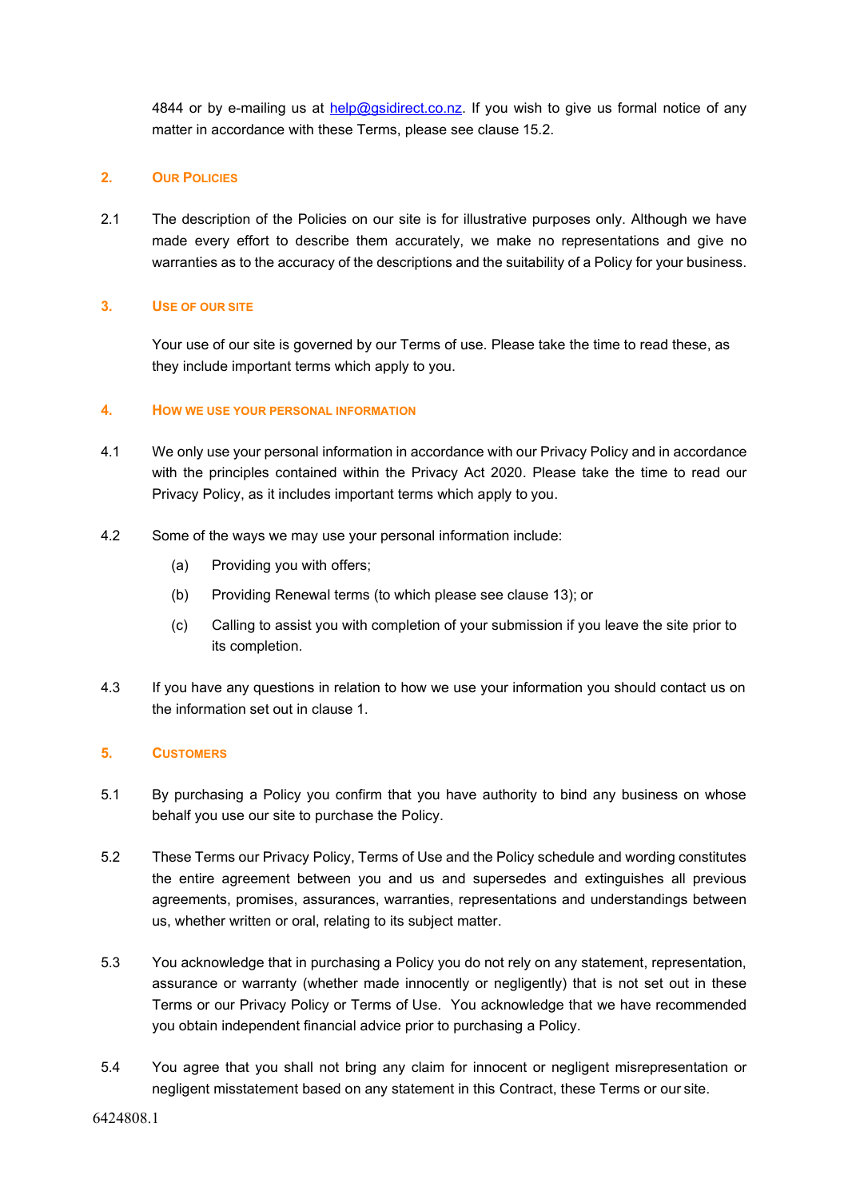4844 or by e-mailing us at help@gsidirect.co.nz. If you wish to give us formal notice of any matter in accordance with these Terms, please see clause 15.2.

## 2. Our Policies

2.1 The description of the Policies on our site is for illustrative purposes only. Although we have made every effort to describe them accurately, we make no representations and give no warranties as to the accuracy of the descriptions and the suitability of a Policy for your business.

## 3. Use of our site

Your use of our site is governed by our Terms of use. Please take the time to read these, as they include important terms which apply to you.

## 4. How we use your personal information

4.1 We only use your personal information in accordance with our Privacy Policy and in accordance with the principles contained within the Privacy Act 2020. Please take the time to read our Privacy Policy, as it includes important terms which apply to you.

4.2 Some of the ways we may use your personal information include:

(a) Providing you with offers;

(b) Providing Renewal terms (to which please see clause 13); or

(c) Calling to assist you with completion of your submission if you leave the site prior to its completion.

4.3 If you have any questions in relation to how we use your information you should contact us on the information set out in clause 1.

## 5. Customers

5.1 By purchasing a Policy you confirm that you have authority to bind any business on whose behalf you use our site to purchase the Policy.

5.2 These Terms our Privacy Policy, Terms of Use and the Policy schedule and wording constitutes the entire agreement between you and us and supersedes and extinguishes all previous agreements, promises, assurances, warranties, representations and understandings between us, whether written or oral, relating to its subject matter.

5.3 You acknowledge that in purchasing a Policy you do not rely on any statement, representation, assurance or warranty (whether made innocently or negligently) that is not set out in these Terms or our Privacy Policy or Terms of Use. You acknowledge that we have recommended you obtain independent financial advice prior to purchasing a Policy.

5.4 You agree that you shall not bring any claim for innocent or negligent misrepresentation or negligent misstatement based on any statement in this Contract, these Terms or our site.

6424808.1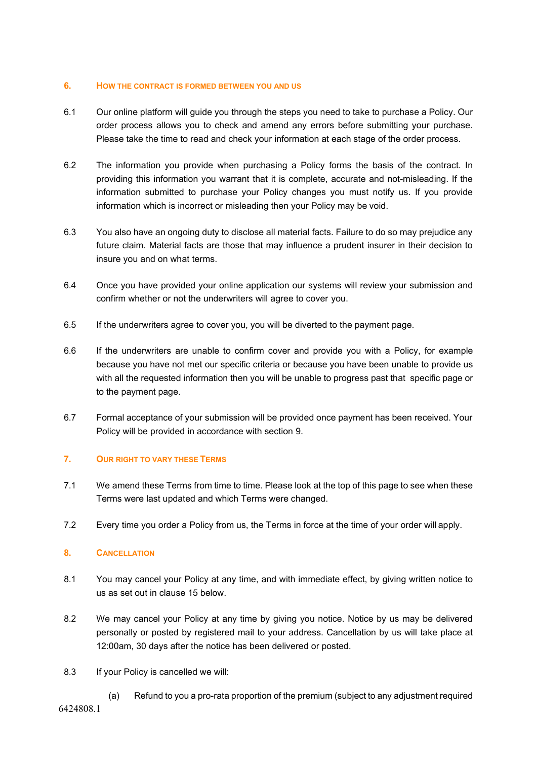## 6. How the contract is formed between you and us

6.1 Our online platform will guide you through the steps you need to take to purchase a Policy. Our order process allows you to check and amend any errors before submitting your purchase. Please take the time to read and check your information at each stage of the order process.

6.2 The information you provide when purchasing a Policy forms the basis of the contract. In providing this information you warrant that it is complete, accurate and not-misleading. If the information submitted to purchase your Policy changes you must notify us. If you provide information which is incorrect or misleading then your Policy may be void.

6.3 You also have an ongoing duty to disclose all material facts. Failure to do so may prejudice any future claim. Material facts are those that may influence a prudent insurer in their decision to insure you and on what terms.

6.4 Once you have provided your online application our systems will review your submission and confirm whether or not the underwriters will agree to cover you.

6.5 If the underwriters agree to cover you, you will be diverted to the payment page.

6.6 If the underwriters are unable to confirm cover and provide you with a Policy, for example because you have not met our specific criteria or because you have been unable to provide us with all the requested information then you will be unable to progress past that specific page or to the payment page.

6.7 Formal acceptance of your submission will be provided once payment has been received. Your Policy will be provided in accordance with section 9.

## 7. Our right to vary these Terms

7.1 We amend these Terms from time to time. Please look at the top of this page to see when these Terms were last updated and which Terms were changed.

7.2 Every time you order a Policy from us, the Terms in force at the time of your order will apply.

## 8. Cancellation

8.1 You may cancel your Policy at any time, and with immediate effect, by giving written notice to us as set out in clause 15 below.

8.2 We may cancel your Policy at any time by giving you notice. Notice by us may be delivered personally or posted by registered mail to your address. Cancellation by us will take place at 12:00am, 30 days after the notice has been delivered or posted.

8.3 If your Policy is cancelled we will:

(a) Refund to you a pro-rata proportion of the premium (subject to any adjustment required

6424808.1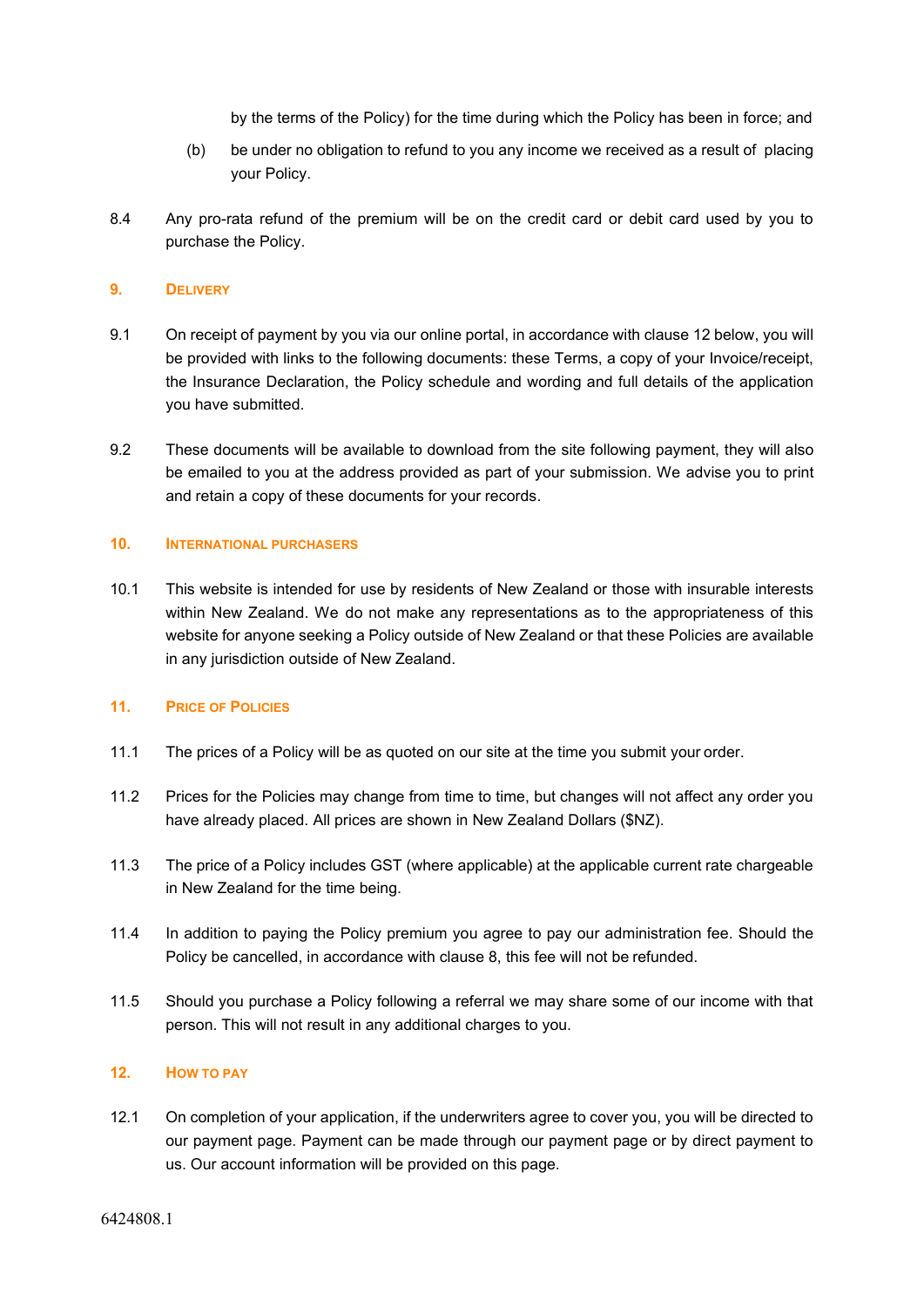by the terms of the Policy) for the time during which the Policy has been in force; and

(b) be under no obligation to refund to you any income we received as a result of placing your Policy.

8.4 Any pro-rata refund of the premium will be on the credit card or debit card used by you to purchase the Policy.

## 9. DELIVERY

9.1 On receipt of payment by you via our online portal, in accordance with clause 12 below, you will be provided with links to the following documents: these Terms, a copy of your Invoice/receipt, the Insurance Declaration, the Policy schedule and wording and full details of the application you have submitted.

9.2 These documents will be available to download from the site following payment, they will also be emailed to you at the address provided as part of your submission. We advise you to print and retain a copy of these documents for your records.

## 10. INTERNATIONAL PURCHASERS

10.1 This website is intended for use by residents of New Zealand or those with insurable interests within New Zealand. We do not make any representations as to the appropriateness of this website for anyone seeking a Policy outside of New Zealand or that these Policies are available in any jurisdiction outside of New Zealand.

## 11. PRICE OF POLICIES

11.1 The prices of a Policy will be as quoted on our site at the time you submit your order.

11.2 Prices for the Policies may change from time to time, but changes will not affect any order you have already placed. All prices are shown in New Zealand Dollars ($NZ).

11.3 The price of a Policy includes GST (where applicable) at the applicable current rate chargeable in New Zealand for the time being.

11.4 In addition to paying the Policy premium you agree to pay our administration fee. Should the Policy be cancelled, in accordance with clause 8, this fee will not be refunded.

11.5 Should you purchase a Policy following a referral we may share some of our income with that person. This will not result in any additional charges to you.

## 12. HOW TO PAY

12.1 On completion of your application, if the underwriters agree to cover you, you will be directed to our payment page. Payment can be made through our payment page or by direct payment to us. Our account information will be provided on this page.

6424808.1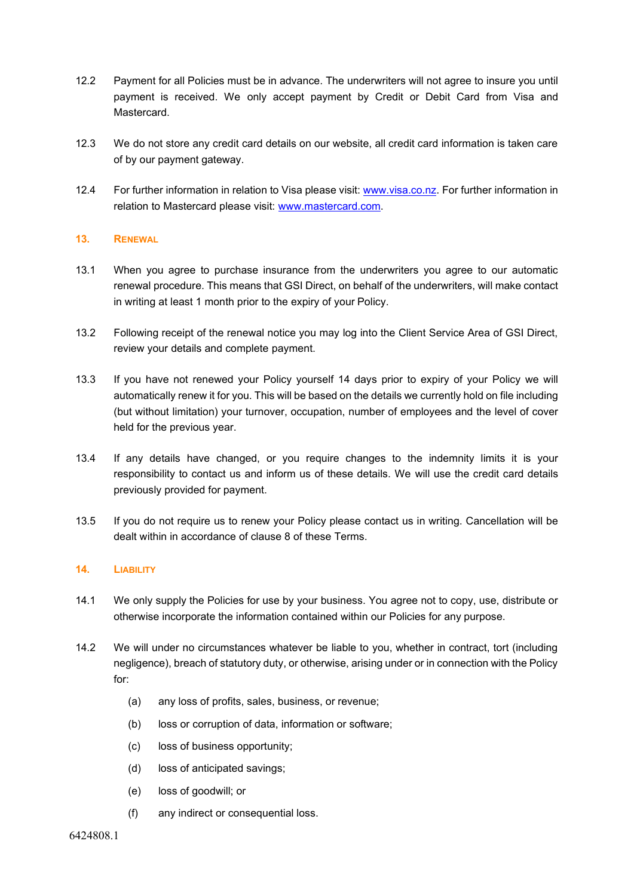12.2 Payment for all Policies must be in advance. The underwriters will not agree to insure you until payment is received. We only accept payment by Credit or Debit Card from Visa and Mastercard.

12.3 We do not store any credit card details on our website, all credit card information is taken care of by our payment gateway.

12.4 For further information in relation to Visa please visit: [www.visa.co.nz](http://www.visa.co.nz). For further information in relation to Mastercard please visit: [www.mastercard.com](http://www.mastercard.com).

## 13. RENEWAL

13.1 When you agree to purchase insurance from the underwriters you agree to our automatic renewal procedure. This means that GSI Direct, on behalf of the underwriters, will make contact in writing at least 1 month prior to the expiry of your Policy.

13.2 Following receipt of the renewal notice you may log into the Client Service Area of GSI Direct, review your details and complete payment.

13.3 If you have not renewed your Policy yourself 14 days prior to expiry of your Policy we will automatically renew it for you. This will be based on the details we currently hold on file including (but without limitation) your turnover, occupation, number of employees and the level of cover held for the previous year.

13.4 If any details have changed, or you require changes to the indemnity limits it is your responsibility to contact us and inform us of these details. We will use the credit card details previously provided for payment.

13.5 If you do not require us to renew your Policy please contact us in writing. Cancellation will be dealt within in accordance of clause 8 of these Terms.

## 14. LIABILITY

14.1 We only supply the Policies for use by your business. You agree not to copy, use, distribute or otherwise incorporate the information contained within our Policies for any purpose.

14.2 We will under no circumstances whatever be liable to you, whether in contract, tort (including negligence), breach of statutory duty, or otherwise, arising under or in connection with the Policy for:

- (a) any loss of profits, sales, business, or revenue;
- (b) loss or corruption of data, information or software;
- (c) loss of business opportunity;
- (d) loss of anticipated savings;
- (e) loss of goodwill; or
- (f) any indirect or consequential loss.

6424808.1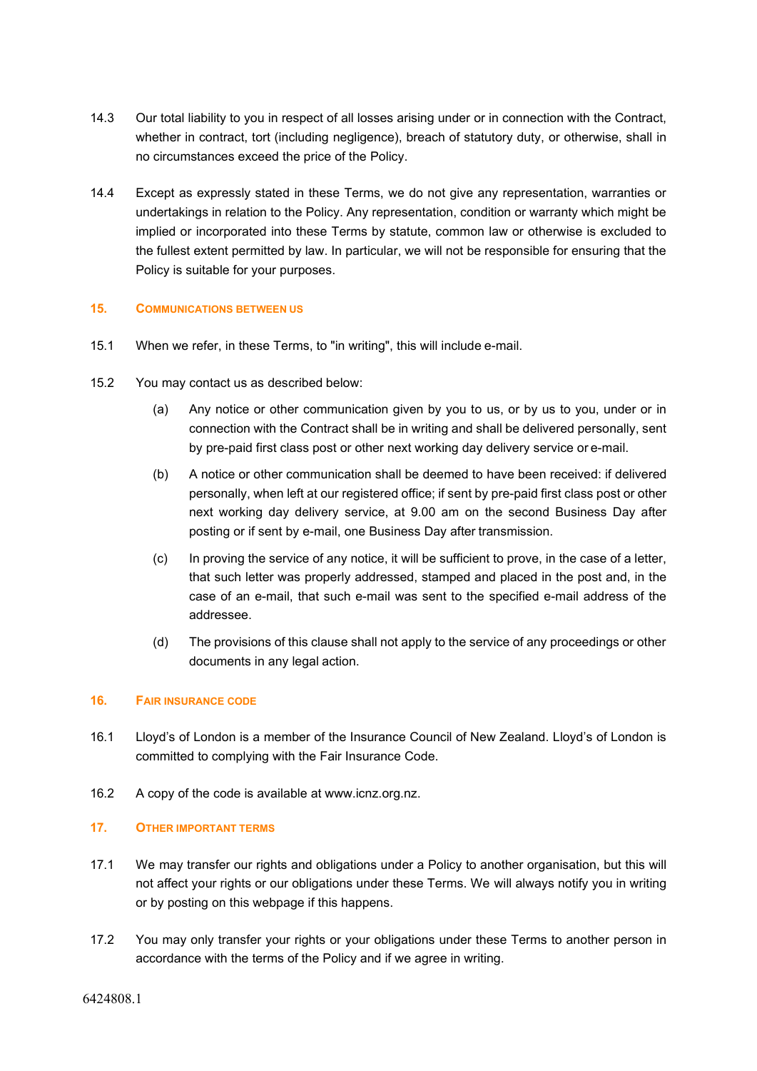14.3 Our total liability to you in respect of all losses arising under or in connection with the Contract, whether in contract, tort (including negligence), breach of statutory duty, or otherwise, shall in no circumstances exceed the price of the Policy.

14.4 Except as expressly stated in these Terms, we do not give any representation, warranties or undertakings in relation to the Policy. Any representation, condition or warranty which might be implied or incorporated into these Terms by statute, common law or otherwise is excluded to the fullest extent permitted by law. In particular, we will not be responsible for ensuring that the Policy is suitable for your purposes.

## 15. COMMUNICATIONS BETWEEN US

15.1 When we refer, in these Terms, to "in writing", this will include e-mail.

15.2 You may contact us as described below:

(a) Any notice or other communication given by you to us, or by us to you, under or in connection with the Contract shall be in writing and shall be delivered personally, sent by pre-paid first class post or other next working day delivery service or e-mail.

(b) A notice or other communication shall be deemed to have been received: if delivered personally, when left at our registered office; if sent by pre-paid first class post or other next working day delivery service, at 9.00 am on the second Business Day after posting or if sent by e-mail, one Business Day after transmission.

(c) In proving the service of any notice, it will be sufficient to prove, in the case of a letter, that such letter was properly addressed, stamped and placed in the post and, in the case of an e-mail, that such e-mail was sent to the specified e-mail address of the addressee.

(d) The provisions of this clause shall not apply to the service of any proceedings or other documents in any legal action.

## 16. FAIR INSURANCE CODE

16.1 Lloyd's of London is a member of the Insurance Council of New Zealand. Lloyd's of London is committed to complying with the Fair Insurance Code.

16.2 A copy of the code is available at www.icnz.org.nz.

## 17. OTHER IMPORTANT TERMS

17.1 We may transfer our rights and obligations under a Policy to another organisation, but this will not affect your rights or our obligations under these Terms. We will always notify you in writing or by posting on this webpage if this happens.

17.2 You may only transfer your rights or your obligations under these Terms to another person in accordance with the terms of the Policy and if we agree in writing.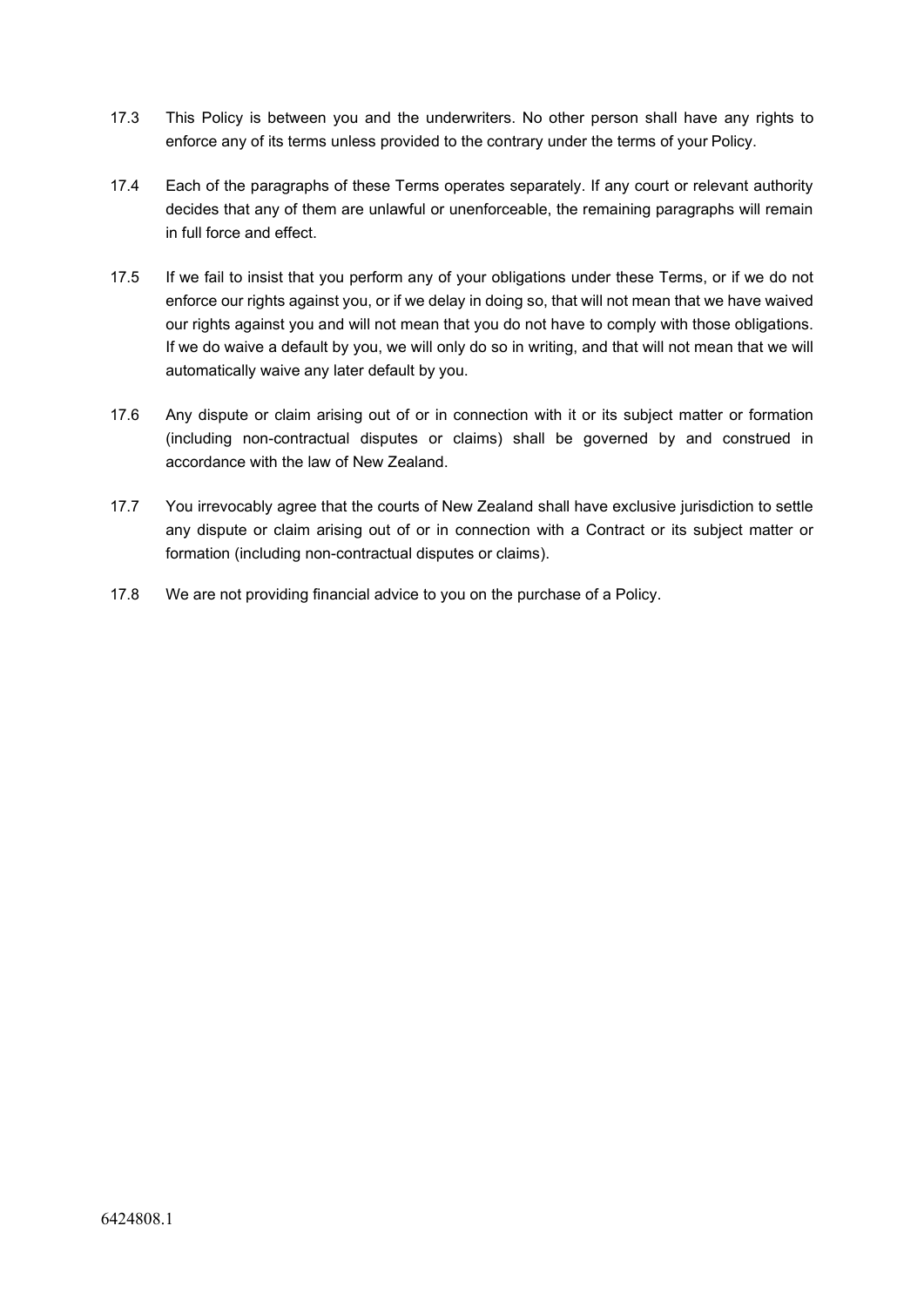17.3 This Policy is between you and the underwriters. No other person shall have any rights to enforce any of its terms unless provided to the contrary under the terms of your Policy.

17.4 Each of the paragraphs of these Terms operates separately. If any court or relevant authority decides that any of them are unlawful or unenforceable, the remaining paragraphs will remain in full force and effect.

17.5 If we fail to insist that you perform any of your obligations under these Terms, or if we do not enforce our rights against you, or if we delay in doing so, that will not mean that we have waived our rights against you and will not mean that you do not have to comply with those obligations. If we do waive a default by you, we will only do so in writing, and that will not mean that we will automatically waive any later default by you.

17.6 Any dispute or claim arising out of or in connection with it or its subject matter or formation (including non-contractual disputes or claims) shall be governed by and construed in accordance with the law of New Zealand.

17.7 You irrevocably agree that the courts of New Zealand shall have exclusive jurisdiction to settle any dispute or claim arising out of or in connection with a Contract or its subject matter or formation (including non-contractual disputes or claims).

17.8 We are not providing financial advice to you on the purchase of a Policy.

6424808.1